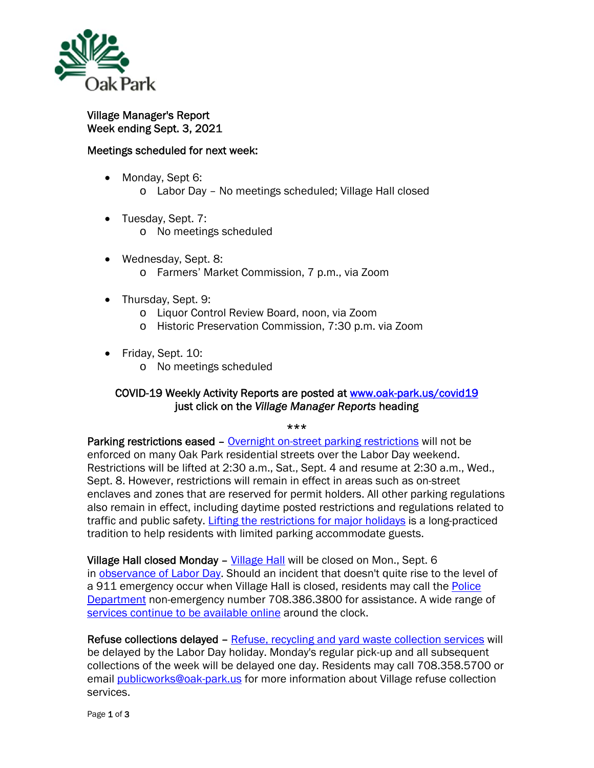Oak Park

# Village Manager's Report
## Week ending Sept. 3, 2021

### Meetings scheduled for next week:

- Monday, Sept 6:
  - Labor Day – No meetings scheduled; Village Hall closed
- Tuesday, Sept. 7:
  - No meetings scheduled
- Wednesday, Sept. 8:
  - Farmers' Market Commission, 7 p.m., via Zoom
- Thursday, Sept. 9:
  - Liquor Control Review Board, noon, via Zoom
  - Historic Preservation Commission, 7:30 p.m. via Zoom
- Friday, Sept. 10:
  - No meetings scheduled

COVID-19 Weekly Activity Reports are posted at [www.oak-park.us/covid19](www.oak-park.us/covid19) just click on the *Village Manager Reports* heading

***

**Parking restrictions eased** – Overnight on-street parking restrictions will not be enforced on many Oak Park residential streets over the Labor Day weekend. Restrictions will be lifted at 2:30 a.m., Sat., Sept. 4 and resume at 2:30 a.m., Wed., Sept. 8. However, restrictions will remain in effect in areas such as on-street enclaves and zones that are reserved for permit holders. All other parking regulations also remain in effect, including daytime posted restrictions and regulations related to traffic and public safety. Lifting the restrictions for major holidays is a long-practiced tradition to help residents with limited parking accommodate guests.

**Village Hall closed Monday** – Village Hall will be closed on Mon., Sept. 6 in observance of Labor Day. Should an incident that doesn't quite rise to the level of a 911 emergency occur when Village Hall is closed, residents may call the Police Department non-emergency number 708.386.3800 for assistance. A wide range of services continue to be available online around the clock.

**Refuse collections delayed** – Refuse, recycling and yard waste collection services will be delayed by the Labor Day holiday. Monday's regular pick-up and all subsequent collections of the week will be delayed one day. Residents may call 708.358.5700 or email publicworks@oak-park.us for more information about Village refuse collection services.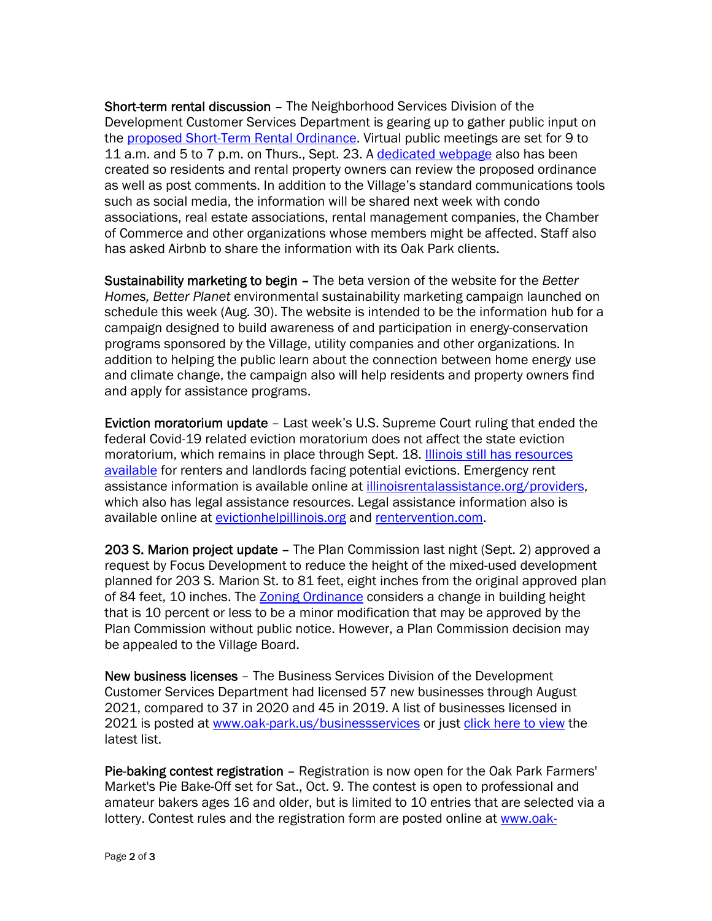**Short-term rental discussion** – The Neighborhood Services Division of the Development Customer Services Department is gearing up to gather public input on the proposed Short-Term Rental Ordinance. Virtual public meetings are set for 9 to 11 a.m. and 5 to 7 p.m. on Thurs., Sept. 23. A dedicated webpage also has been created so residents and rental property owners can review the proposed ordinance as well as post comments. In addition to the Village's standard communications tools such as social media, the information will be shared next week with condo associations, real estate associations, rental management companies, the Chamber of Commerce and other organizations whose members might be affected. Staff also has asked Airbnb to share the information with its Oak Park clients.

**Sustainability marketing to begin** – The beta version of the website for the *Better Homes, Better Planet* environmental sustainability marketing campaign launched on schedule this week (Aug. 30). The website is intended to be the information hub for a campaign designed to build awareness of and participation in energy-conservation programs sponsored by the Village, utility companies and other organizations. In addition to helping the public learn about the connection between home energy use and climate change, the campaign also will help residents and property owners find and apply for assistance programs.

**Eviction moratorium update** – Last week's U.S. Supreme Court ruling that ended the federal Covid-19 related eviction moratorium does not affect the state eviction moratorium, which remains in place through Sept. 18. Illinois still has resources available for renters and landlords facing potential evictions. Emergency rent assistance information is available online at illinoisrentalassistance.org/providers, which also has legal assistance resources. Legal assistance information also is available online at evictionhelpillinois.org and rentervention.com.

**203 S. Marion project update** – The Plan Commission last night (Sept. 2) approved a request by Focus Development to reduce the height of the mixed-used development planned for 203 S. Marion St. to 81 feet, eight inches from the original approved plan of 84 feet, 10 inches. The Zoning Ordinance considers a change in building height that is 10 percent or less to be a minor modification that may be approved by the Plan Commission without public notice. However, a Plan Commission decision may be appealed to the Village Board.

**New business licenses** – The Business Services Division of the Development Customer Services Department had licensed 57 new businesses through August 2021, compared to 37 in 2020 and 45 in 2019. A list of businesses licensed in 2021 is posted at www.oak-park.us/businessservices or just click here to view the latest list.

**Pie-baking contest registration** – Registration is now open for the Oak Park Farmers' Market's Pie Bake-Off set for Sat., Oct. 9. The contest is open to professional and amateur bakers ages 16 and older, but is limited to 10 entries that are selected via a lottery. Contest rules and the registration form are posted online at www.oak-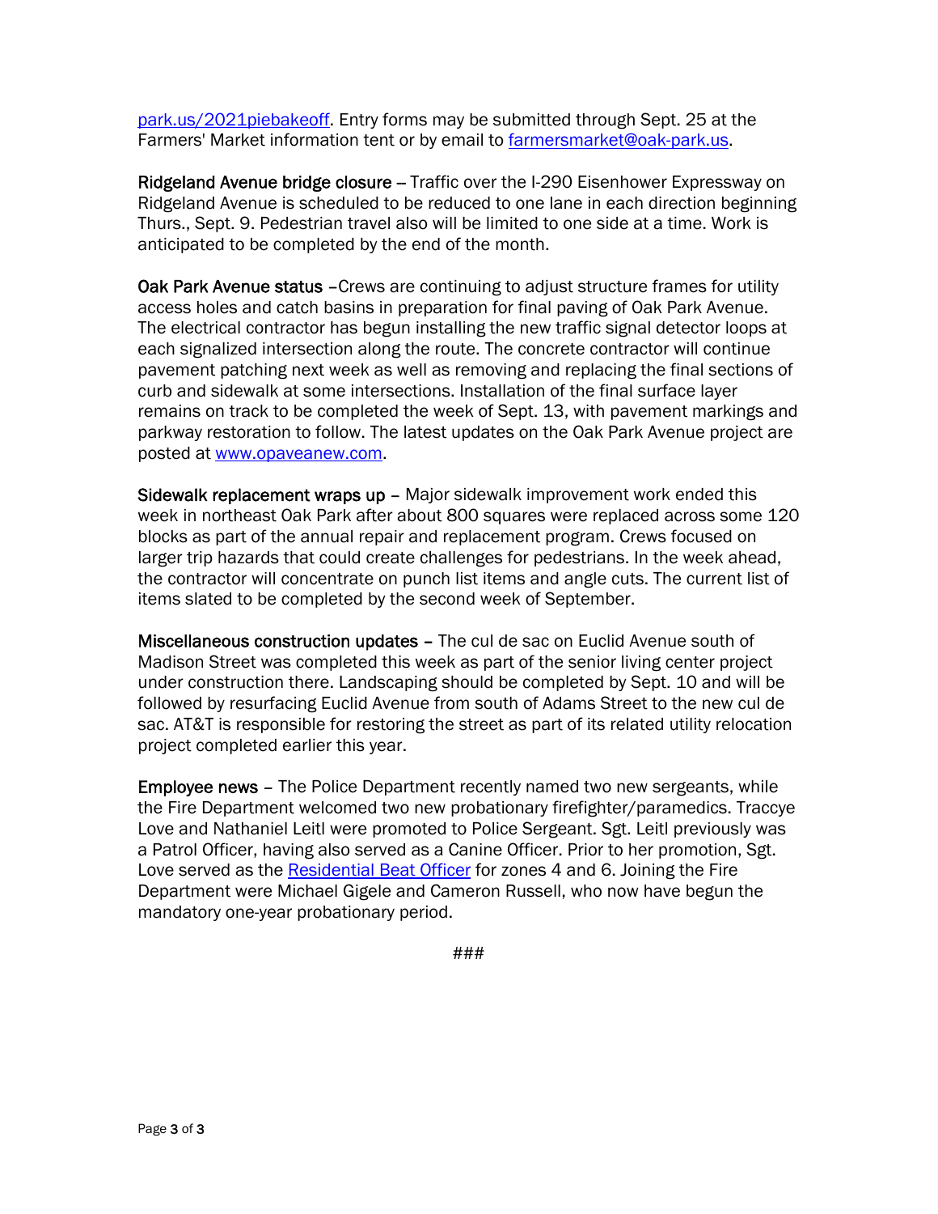park.us/2021piebakeoff. Entry forms may be submitted through Sept. 25 at the Farmers' Market information tent or by email to farmersmarket@oak-park.us.

Ridgeland Avenue bridge closure – Traffic over the I-290 Eisenhower Expressway on Ridgeland Avenue is scheduled to be reduced to one lane in each direction beginning Thurs., Sept. 9. Pedestrian travel also will be limited to one side at a time. Work is anticipated to be completed by the end of the month.

Oak Park Avenue status –Crews are continuing to adjust structure frames for utility access holes and catch basins in preparation for final paving of Oak Park Avenue. The electrical contractor has begun installing the new traffic signal detector loops at each signalized intersection along the route. The concrete contractor will continue pavement patching next week as well as removing and replacing the final sections of curb and sidewalk at some intersections. Installation of the final surface layer remains on track to be completed the week of Sept. 13, with pavement markings and parkway restoration to follow. The latest updates on the Oak Park Avenue project are posted at www.opaveanew.com.

Sidewalk replacement wraps up – Major sidewalk improvement work ended this week in northeast Oak Park after about 800 squares were replaced across some 120 blocks as part of the annual repair and replacement program. Crews focused on larger trip hazards that could create challenges for pedestrians. In the week ahead, the contractor will concentrate on punch list items and angle cuts. The current list of items slated to be completed by the second week of September.

Miscellaneous construction updates – The cul de sac on Euclid Avenue south of Madison Street was completed this week as part of the senior living center project under construction there. Landscaping should be completed by Sept. 10 and will be followed by resurfacing Euclid Avenue from south of Adams Street to the new cul de sac. AT&T is responsible for restoring the street as part of its related utility relocation project completed earlier this year.

Employee news – The Police Department recently named two new sergeants, while the Fire Department welcomed two new probationary firefighter/paramedics. Traccye Love and Nathaniel Leitl were promoted to Police Sergeant. Sgt. Leitl previously was a Patrol Officer, having also served as a Canine Officer. Prior to her promotion, Sgt. Love served as the Residential Beat Officer for zones 4 and 6. Joining the Fire Department were Michael Gigele and Cameron Russell, who now have begun the mandatory one-year probationary period.

###